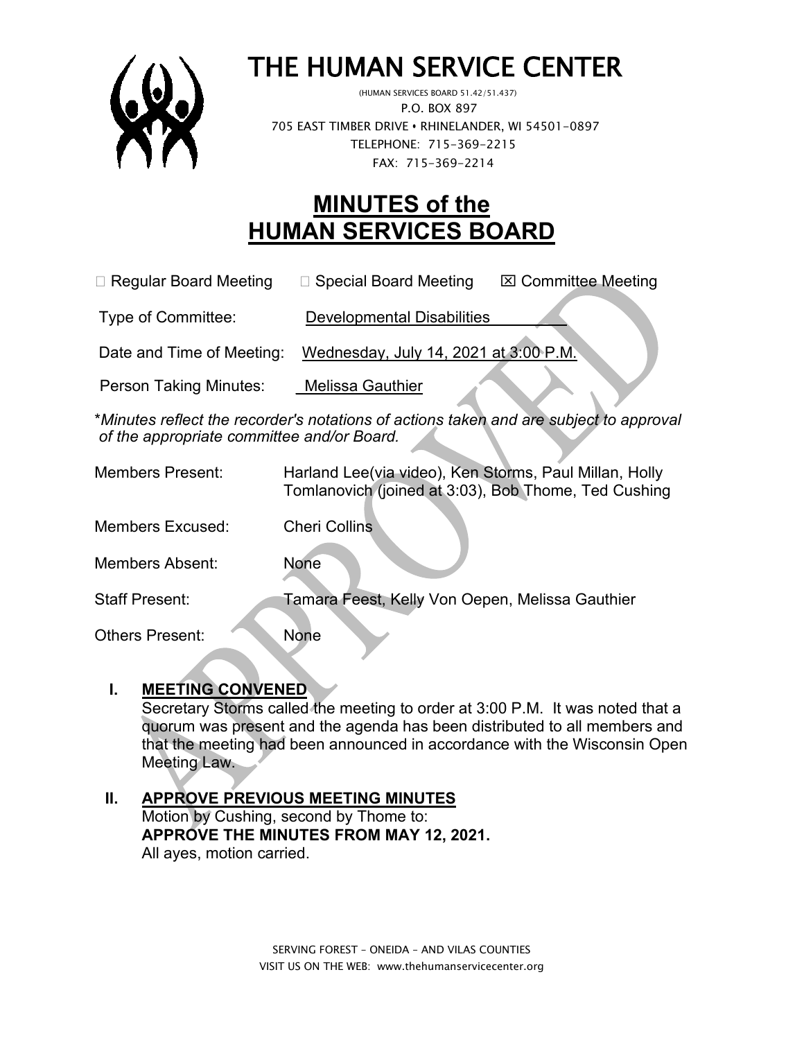# THE HUMAN SERVICE CENTER

(HUMAN SERVICES BOARD 51.42/51.437)
P.O. BOX 897
705 EAST TIMBER DRIVE • RHINELANDER, WI 54501-0897
TELEPHONE: 715-369-2215
FAX: 715-369-2214

## MINUTES of the HUMAN SERVICES BOARD

☐ Regular Board Meeting ☐ Special Board Meeting ☒ Committee Meeting

Type of Committee: Developmental Disabilities

Date and Time of Meeting: Wednesday, July 14, 2021 at 3:00 P.M.

Person Taking Minutes: Melissa Gauthier

\**Minutes reflect the recorder's notations of actions taken and are subject to approval of the appropriate committee and/or Board.*

Members Present: Harland Lee(via video), Ken Storms, Paul Millan, Holly Tomlanovich (joined at 3:03), Bob Thome, Ted Cushing

Members Excused: Cheri Collins

Members Absent: None

Staff Present: Tamara Feest, Kelly Von Oepen, Melissa Gauthier

Others Present: None

**I. MEETING CONVENED**

Secretary Storms called the meeting to order at 3:00 P.M. It was noted that a quorum was present and the agenda has been distributed to all members and that the meeting had been announced in accordance with the Wisconsin Open Meeting Law.

**II. APPROVE PREVIOUS MEETING MINUTES**

Motion by Cushing, second by Thome to:
**APPROVE THE MINUTES FROM MAY 12, 2021.**
All ayes, motion carried.

SERVING FOREST – ONEIDA – AND VILAS COUNTIES
VISIT US ON THE WEB: www.thehumanservicecenter.org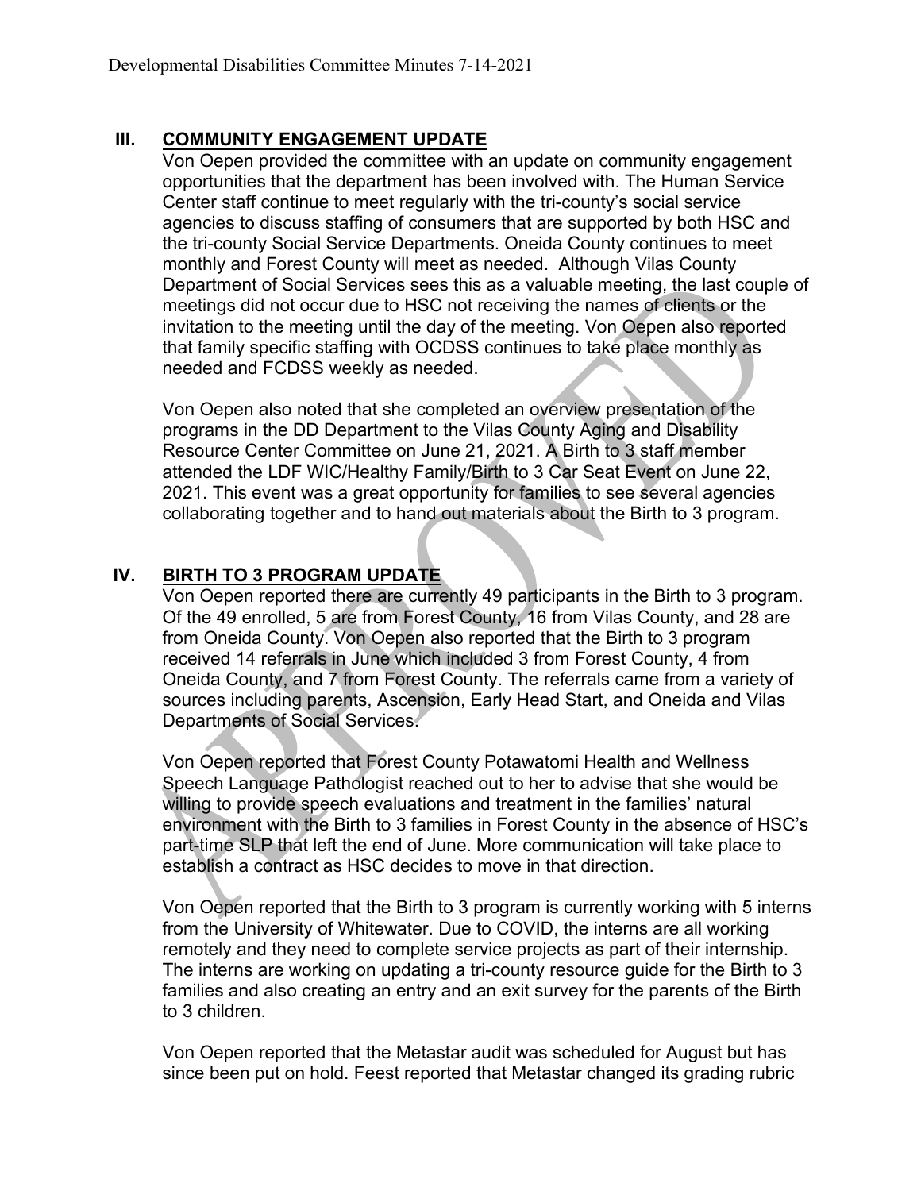## III. COMMUNITY ENGAGEMENT UPDATE

Von Oepen provided the committee with an update on community engagement opportunities that the department has been involved with. The Human Service Center staff continue to meet regularly with the tri-county's social service agencies to discuss staffing of consumers that are supported by both HSC and the tri-county Social Service Departments. Oneida County continues to meet monthly and Forest County will meet as needed. Although Vilas County Department of Social Services sees this as a valuable meeting, the last couple of meetings did not occur due to HSC not receiving the names of clients or the invitation to the meeting until the day of the meeting. Von Oepen also reported that family specific staffing with OCDSS continues to take place monthly as needed and FCDSS weekly as needed.

Von Oepen also noted that she completed an overview presentation of the programs in the DD Department to the Vilas County Aging and Disability Resource Center Committee on June 21, 2021. A Birth to 3 staff member attended the LDF WIC/Healthy Family/Birth to 3 Car Seat Event on June 22, 2021. This event was a great opportunity for families to see several agencies collaborating together and to hand out materials about the Birth to 3 program.

## IV. BIRTH TO 3 PROGRAM UPDATE

Von Oepen reported there are currently 49 participants in the Birth to 3 program. Of the 49 enrolled, 5 are from Forest County, 16 from Vilas County, and 28 are from Oneida County. Von Oepen also reported that the Birth to 3 program received 14 referrals in June which included 3 from Forest County, 4 from Oneida County, and 7 from Forest County. The referrals came from a variety of sources including parents, Ascension, Early Head Start, and Oneida and Vilas Departments of Social Services.

Von Oepen reported that Forest County Potawatomi Health and Wellness Speech Language Pathologist reached out to her to advise that she would be willing to provide speech evaluations and treatment in the families' natural environment with the Birth to 3 families in Forest County in the absence of HSC's part-time SLP that left the end of June. More communication will take place to establish a contract as HSC decides to move in that direction.

Von Oepen reported that the Birth to 3 program is currently working with 5 interns from the University of Whitewater. Due to COVID, the interns are all working remotely and they need to complete service projects as part of their internship. The interns are working on updating a tri-county resource guide for the Birth to 3 families and also creating an entry and an exit survey for the parents of the Birth to 3 children.

Von Oepen reported that the Metastar audit was scheduled for August but has since been put on hold. Feest reported that Metastar changed its grading rubric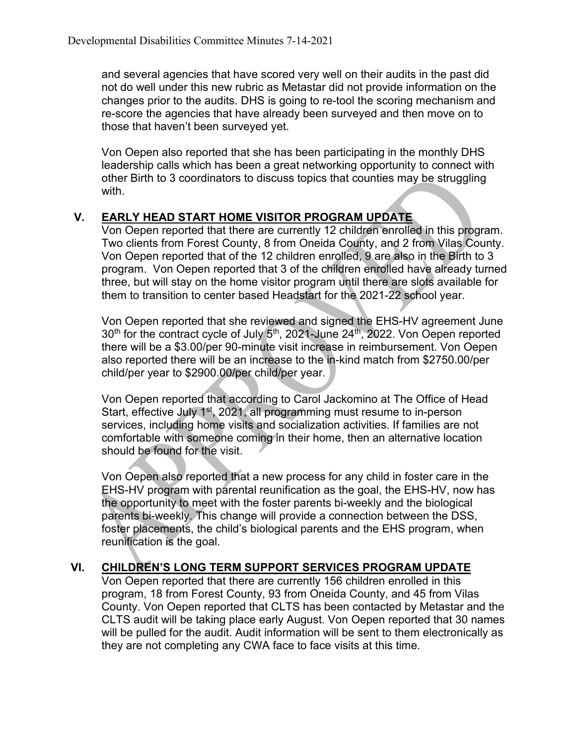and several agencies that have scored very well on their audits in the past did not do well under this new rubric as Metastar did not provide information on the changes prior to the audits. DHS is going to re-tool the scoring mechanism and re-score the agencies that have already been surveyed and then move on to those that haven't been surveyed yet.

Von Oepen also reported that she has been participating in the monthly DHS leadership calls which has been a great networking opportunity to connect with other Birth to 3 coordinators to discuss topics that counties may be struggling with.

## V. EARLY HEAD START HOME VISITOR PROGRAM UPDATE

Von Oepen reported that there are currently 12 children enrolled in this program. Two clients from Forest County, 8 from Oneida County, and 2 from Vilas County. Von Oepen reported that of the 12 children enrolled, 9 are also in the Birth to 3 program. Von Oepen reported that 3 of the children enrolled have already turned three, but will stay on the home visitor program until there are slots available for them to transition to center based Headstart for the 2021-22 school year.

Von Oepen reported that she reviewed and signed the EHS-HV agreement June 30th for the contract cycle of July 5th, 2021-June 24th, 2022. Von Oepen reported there will be a $3.00/per 90-minute visit increase in reimbursement. Von Oepen also reported there will be an increase to the in-kind match from $2750.00/per child/per year to $2900.00/per child/per year.

Von Oepen reported that according to Carol Jackomino at The Office of Head Start, effective July 1st, 2021, all programming must resume to in-person services, including home visits and socialization activities. If families are not comfortable with someone coming in their home, then an alternative location should be found for the visit.

Von Oepen also reported that a new process for any child in foster care in the EHS-HV program with parental reunification as the goal, the EHS-HV, now has the opportunity to meet with the foster parents bi-weekly and the biological parents bi-weekly. This change will provide a connection between the DSS, foster placements, the child's biological parents and the EHS program, when reunification is the goal.

## VI. CHILDREN'S LONG TERM SUPPORT SERVICES PROGRAM UPDATE

Von Oepen reported that there are currently 156 children enrolled in this program, 18 from Forest County, 93 from Oneida County, and 45 from Vilas County. Von Oepen reported that CLTS has been contacted by Metastar and the CLTS audit will be taking place early August. Von Oepen reported that 30 names will be pulled for the audit. Audit information will be sent to them electronically as they are not completing any CWA face to face visits at this time.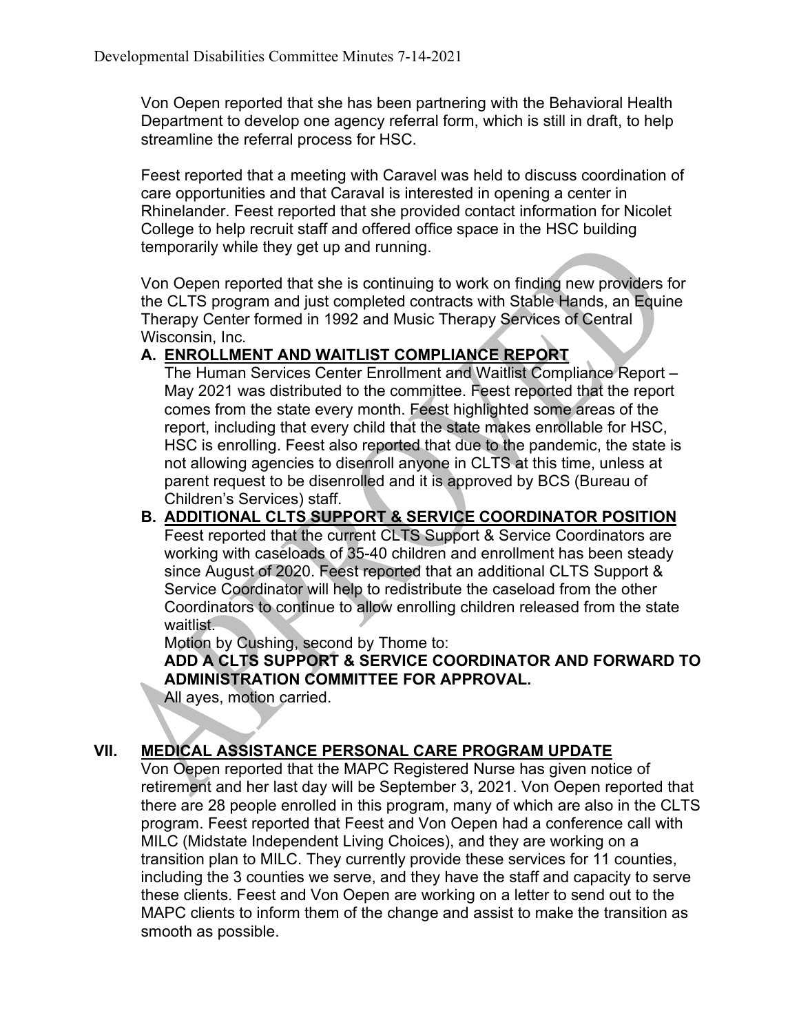Von Oepen reported that she has been partnering with the Behavioral Health Department to develop one agency referral form, which is still in draft, to help streamline the referral process for HSC.

Feest reported that a meeting with Caravel was held to discuss coordination of care opportunities and that Caraval is interested in opening a center in Rhinelander. Feest reported that she provided contact information for Nicolet College to help recruit staff and offered office space in the HSC building temporarily while they get up and running.

Von Oepen reported that she is continuing to work on finding new providers for the CLTS program and just completed contracts with Stable Hands, an Equine Therapy Center formed in 1992 and Music Therapy Services of Central Wisconsin, Inc.

**A. ENROLLMENT AND WAITLIST COMPLIANCE REPORT**

The Human Services Center Enrollment and Waitlist Compliance Report – May 2021 was distributed to the committee. Feest reported that the report comes from the state every month. Feest highlighted some areas of the report, including that every child that the state makes enrollable for HSC, HSC is enrolling. Feest also reported that due to the pandemic, the state is not allowing agencies to disenroll anyone in CLTS at this time, unless at parent request to be disenrolled and it is approved by BCS (Bureau of Children's Services) staff.

**B. ADDITIONAL CLTS SUPPORT & SERVICE COORDINATOR POSITION**

Feest reported that the current CLTS Support & Service Coordinators are working with caseloads of 35-40 children and enrollment has been steady since August of 2020. Feest reported that an additional CLTS Support & Service Coordinator will help to redistribute the caseload from the other Coordinators to continue to allow enrolling children released from the state waitlist.

Motion by Cushing, second by Thome to:

**ADD A CLTS SUPPORT & SERVICE COORDINATOR AND FORWARD TO ADMINISTRATION COMMITTEE FOR APPROVAL.**

All ayes, motion carried.

## VII. MEDICAL ASSISTANCE PERSONAL CARE PROGRAM UPDATE

Von Oepen reported that the MAPC Registered Nurse has given notice of retirement and her last day will be September 3, 2021. Von Oepen reported that there are 28 people enrolled in this program, many of which are also in the CLTS program. Feest reported that Feest and Von Oepen had a conference call with MILC (Midstate Independent Living Choices), and they are working on a transition plan to MILC. They currently provide these services for 11 counties, including the 3 counties we serve, and they have the staff and capacity to serve these clients. Feest and Von Oepen are working on a letter to send out to the MAPC clients to inform them of the change and assist to make the transition as smooth as possible.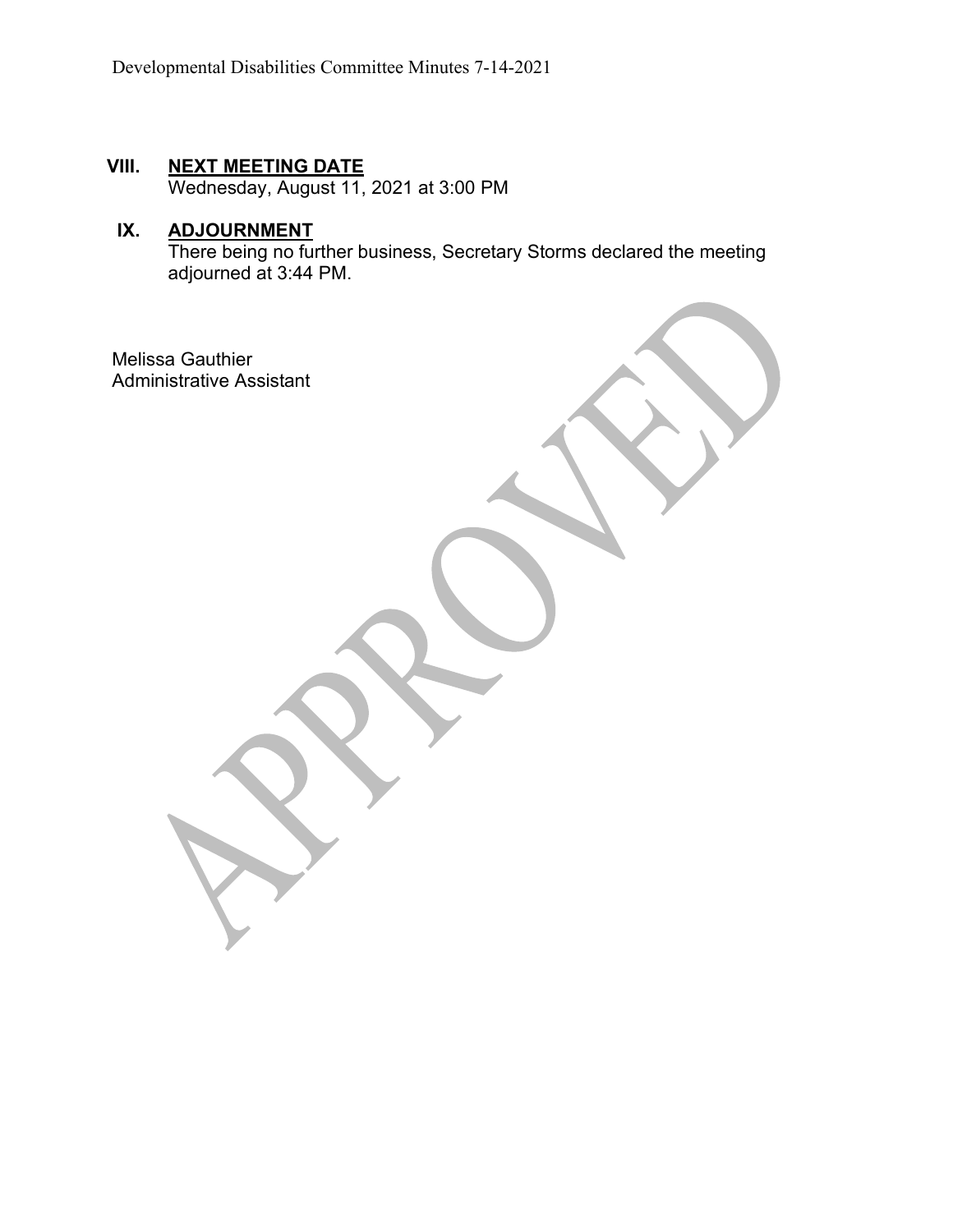## VIII. NEXT MEETING DATE

Wednesday, August 11, 2021 at 3:00 PM

## IX. ADJOURNMENT

There being no further business, Secretary Storms declared the meeting adjourned at 3:44 PM.

Melissa Gauthier
Administrative Assistant